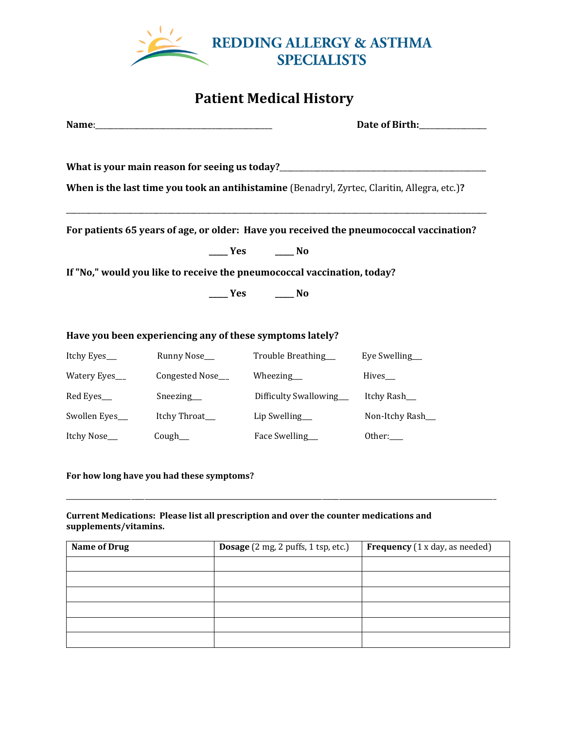# REDDING ALLERGY & ASTHMA SPECIALISTS

## Patient Medical History

**Name**:_______________________________________________ **Date of Birth:**_________________

**What is your main reason for seeing us today?**_____________________________________________________

**When is the last time you took an antihistamine** (Benadryl, Zyrtec, Claritin, Allegra, etc.)**?**

_____________________________________________________________________________________________

**For patients 65 years of age, or older: Have you received the pneumococcal vaccination?**

**_____ Yes** **_____ No**

**If "No," would you like to receive the pneumococcal vaccination, today?**

**_____ Yes** **_____ No**

**Have you been experiencing any of these symptoms lately?**

| | | | |
|---|---|---|---|
| Itchy Eyes___ | Runny Nose___ | Trouble Breathing___ | Eye Swelling___ |
| Watery Eyes__ | Congested Nose__ | Wheezing___ | Hives___ |
| Red Eyes___ | Sneezing___ | Difficulty Swallowing___ | Itchy Rash___ |
| Swollen Eyes___ | Itchy Throat___ | Lip Swelling___ | Non-Itchy Rash___ |
| Itchy Nose___ | Cough___ | Face Swelling___ | Other:____ |

**For how long have you had these symptoms?**

_____________________________________________________________________________________________

**Current Medications: Please list all prescription and over the counter medications and supplements/vitamins.**

| **Name of Drug** | **Dosage** (2 mg, 2 puffs, 1 tsp, etc.) | **Frequency** (1 x day, as needed) |
|---|---|---|
| | | |
| | | |
| | | |
| | | |
| | | |
| | | |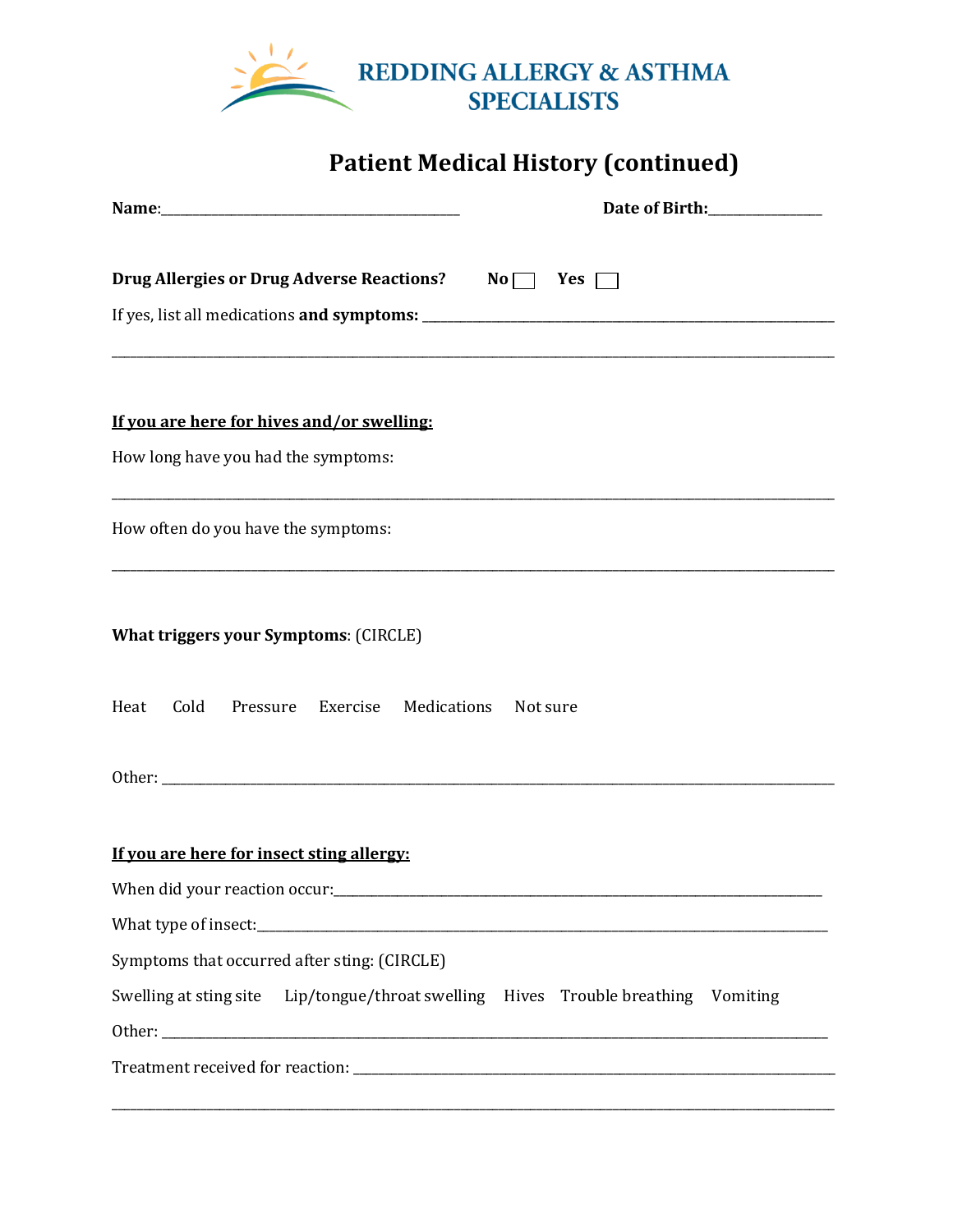# REDDING ALLERGY & ASTHMA SPECIALISTS

## Patient Medical History (continued)

**Name**:\_\_\_\_\_\_\_\_\_\_\_\_\_\_\_\_\_\_\_\_\_\_\_\_\_\_\_\_\_\_\_\_\_\_\_\_\_\_\_\_ **Date of Birth:**\_\_\_\_\_\_\_\_\_\_\_\_\_\_\_\_

**Drug Allergies or Drug Adverse Reactions?** No ☐ Yes ☐

If yes, list all medications **and symptoms:** \_\_\_\_\_\_\_\_\_\_\_\_\_\_\_\_\_\_\_\_\_\_\_\_\_\_\_\_\_\_\_\_\_\_\_\_\_\_\_\_\_\_\_\_\_\_\_\_\_\_\_\_\_\_\_\_

\_\_\_\_\_\_\_\_\_\_\_\_\_\_\_\_\_\_\_\_\_\_\_\_\_\_\_\_\_\_\_\_\_\_\_\_\_\_\_\_\_\_\_\_\_\_\_\_\_\_\_\_\_\_\_\_\_\_\_\_\_\_\_\_\_\_\_\_\_\_\_\_\_\_\_\_\_\_\_\_\_\_\_\_\_\_\_\_\_\_\_\_\_\_\_\_\_\_

**<u>If you are here for hives and/or swelling:</u>**

How long have you had the symptoms:

\_\_\_\_\_\_\_\_\_\_\_\_\_\_\_\_\_\_\_\_\_\_\_\_\_\_\_\_\_\_\_\_\_\_\_\_\_\_\_\_\_\_\_\_\_\_\_\_\_\_\_\_\_\_\_\_\_\_\_\_\_\_\_\_\_\_\_\_\_\_\_\_\_\_\_\_\_\_\_\_\_\_\_\_\_\_\_\_\_\_\_\_\_\_\_\_\_\_

How often do you have the symptoms:

\_\_\_\_\_\_\_\_\_\_\_\_\_\_\_\_\_\_\_\_\_\_\_\_\_\_\_\_\_\_\_\_\_\_\_\_\_\_\_\_\_\_\_\_\_\_\_\_\_\_\_\_\_\_\_\_\_\_\_\_\_\_\_\_\_\_\_\_\_\_\_\_\_\_\_\_\_\_\_\_\_\_\_\_\_\_\_\_\_\_\_\_\_\_\_\_\_\_

**What triggers your Symptoms**: (CIRCLE)

Heat   Cold   Pressure   Exercise   Medications   Not sure

Other: \_\_\_\_\_\_\_\_\_\_\_\_\_\_\_\_\_\_\_\_\_\_\_\_\_\_\_\_\_\_\_\_\_\_\_\_\_\_\_\_\_\_\_\_\_\_\_\_\_\_\_\_\_\_\_\_\_\_\_\_\_\_\_\_\_\_\_\_\_\_\_\_\_\_\_\_\_\_\_\_\_\_\_\_\_\_\_\_\_\_

**<u>If you are here for insect sting allergy:</u>**

When did your reaction occur:\_\_\_\_\_\_\_\_\_\_\_\_\_\_\_\_\_\_\_\_\_\_\_\_\_\_\_\_\_\_\_\_\_\_\_\_\_\_\_\_\_\_\_\_\_\_\_\_\_\_\_\_\_\_\_\_\_\_\_\_\_\_\_\_\_\_\_\_\_\_\_\_\_

What type of insect:\_\_\_\_\_\_\_\_\_\_\_\_\_\_\_\_\_\_\_\_\_\_\_\_\_\_\_\_\_\_\_\_\_\_\_\_\_\_\_\_\_\_\_\_\_\_\_\_\_\_\_\_\_\_\_\_\_\_\_\_\_\_\_\_\_\_\_\_\_\_\_\_\_\_\_\_\_\_\_\_

Symptoms that occurred after sting: (CIRCLE)

Swelling at sting site   Lip/tongue/throat swelling   Hives   Trouble breathing   Vomiting

Other: \_\_\_\_\_\_\_\_\_\_\_\_\_\_\_\_\_\_\_\_\_\_\_\_\_\_\_\_\_\_\_\_\_\_\_\_\_\_\_\_\_\_\_\_\_\_\_\_\_\_\_\_\_\_\_\_\_\_\_\_\_\_\_\_\_\_\_\_\_\_\_\_\_\_\_\_\_\_\_\_\_\_\_\_\_\_\_\_\_

Treatment received for reaction: \_\_\_\_\_\_\_\_\_\_\_\_\_\_\_\_\_\_\_\_\_\_\_\_\_\_\_\_\_\_\_\_\_\_\_\_\_\_\_\_\_\_\_\_\_\_\_\_\_\_\_\_\_\_\_\_\_\_\_\_\_\_\_\_\_\_\_\_\_\_\_

\_\_\_\_\_\_\_\_\_\_\_\_\_\_\_\_\_\_\_\_\_\_\_\_\_\_\_\_\_\_\_\_\_\_\_\_\_\_\_\_\_\_\_\_\_\_\_\_\_\_\_\_\_\_\_\_\_\_\_\_\_\_\_\_\_\_\_\_\_\_\_\_\_\_\_\_\_\_\_\_\_\_\_\_\_\_\_\_\_\_\_\_\_\_\_\_\_\_